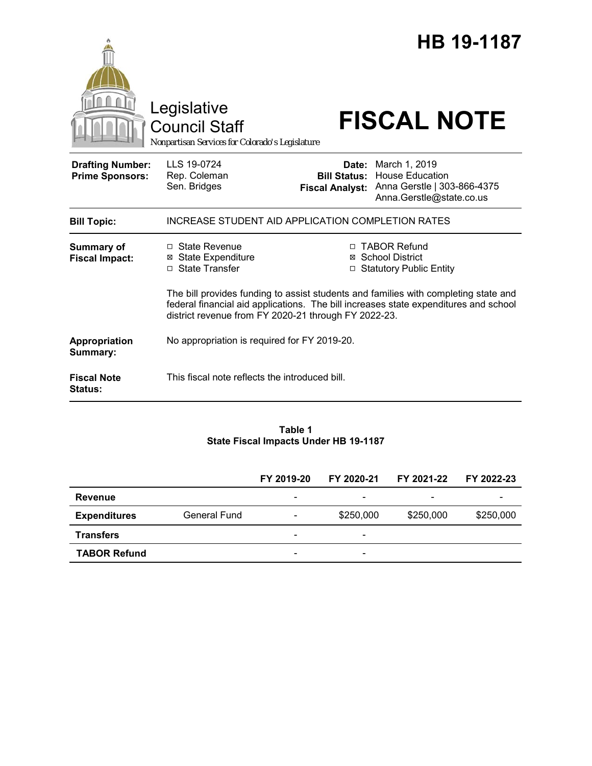# HB 19-1187

Legislative Council Staff

*Nonpartisan Services for Colorado's Legislature*

# FISCAL NOTE

| | | | |
|---|---|---|---|
| **Drafting Number:** | LLS 19-0724 | **Date:** | March 1, 2019 |
| **Prime Sponsors:** | Rep. Coleman<br>Sen. Bridges | **Bill Status:** | House Education |
| | | **Fiscal Analyst:** | Anna Gerstle \| 303-866-4375<br>Anna.Gerstle@state.co.us |

**Bill Topic:** INCREASE STUDENT AID APPLICATION COMPLETION RATES

**Summary of Fiscal Impact:**

- ☐ State Revenue
- ☒ State Expenditure
- ☐ State Transfer
- ☐ TABOR Refund
- ☒ School District
- ☐ Statutory Public Entity

The bill provides funding to assist students and families with completing state and federal financial aid applications. The bill increases state expenditures and school district revenue from FY 2020-21 through FY 2022-23.

**Appropriation Summary:** No appropriation is required for FY 2019-20.

**Fiscal Note Status:** This fiscal note reflects the introduced bill.

**Table 1**
**State Fiscal Impacts Under HB 19-1187**

| | | FY 2019-20 | FY 2020-21 | FY 2021-22 | FY 2022-23 |
|---|---|---|---|---|---|
| **Revenue** | | - | - | - | - |
| **Expenditures** | General Fund | - | $250,000 | $250,000 | $250,000 |
| **Transfers** | | - | - | | |
| **TABOR Refund** | | - | - | | |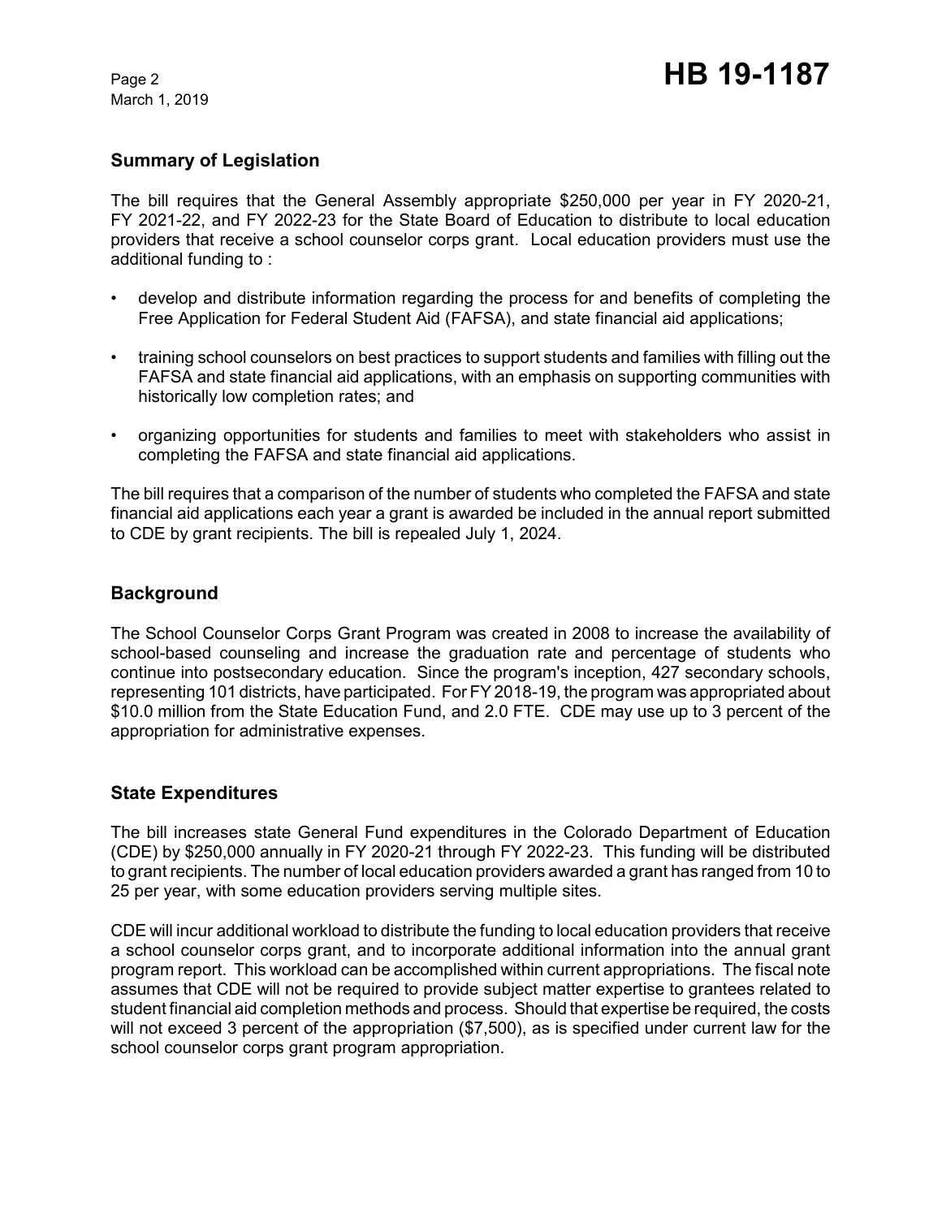## Summary of Legislation

The bill requires that the General Assembly appropriate $250,000 per year in FY 2020-21, FY 2021-22, and FY 2022-23 for the State Board of Education to distribute to local education providers that receive a school counselor corps grant. Local education providers must use the additional funding to :

- develop and distribute information regarding the process for and benefits of completing the Free Application for Federal Student Aid (FAFSA), and state financial aid applications;
- training school counselors on best practices to support students and families with filling out the FAFSA and state financial aid applications, with an emphasis on supporting communities with historically low completion rates; and
- organizing opportunities for students and families to meet with stakeholders who assist in completing the FAFSA and state financial aid applications.

The bill requires that a comparison of the number of students who completed the FAFSA and state financial aid applications each year a grant is awarded be included in the annual report submitted to CDE by grant recipients. The bill is repealed July 1, 2024.

## Background

The School Counselor Corps Grant Program was created in 2008 to increase the availability of school-based counseling and increase the graduation rate and percentage of students who continue into postsecondary education. Since the program's inception, 427 secondary schools, representing 101 districts, have participated. For FY 2018-19, the program was appropriated about $10.0 million from the State Education Fund, and 2.0 FTE. CDE may use up to 3 percent of the appropriation for administrative expenses.

## State Expenditures

The bill increases state General Fund expenditures in the Colorado Department of Education (CDE) by $250,000 annually in FY 2020-21 through FY 2022-23. This funding will be distributed to grant recipients. The number of local education providers awarded a grant has ranged from 10 to 25 per year, with some education providers serving multiple sites.

CDE will incur additional workload to distribute the funding to local education providers that receive a school counselor corps grant, and to incorporate additional information into the annual grant program report. This workload can be accomplished within current appropriations. The fiscal note assumes that CDE will not be required to provide subject matter expertise to grantees related to student financial aid completion methods and process. Should that expertise be required, the costs will not exceed 3 percent of the appropriation ($7,500), as is specified under current law for the school counselor corps grant program appropriation.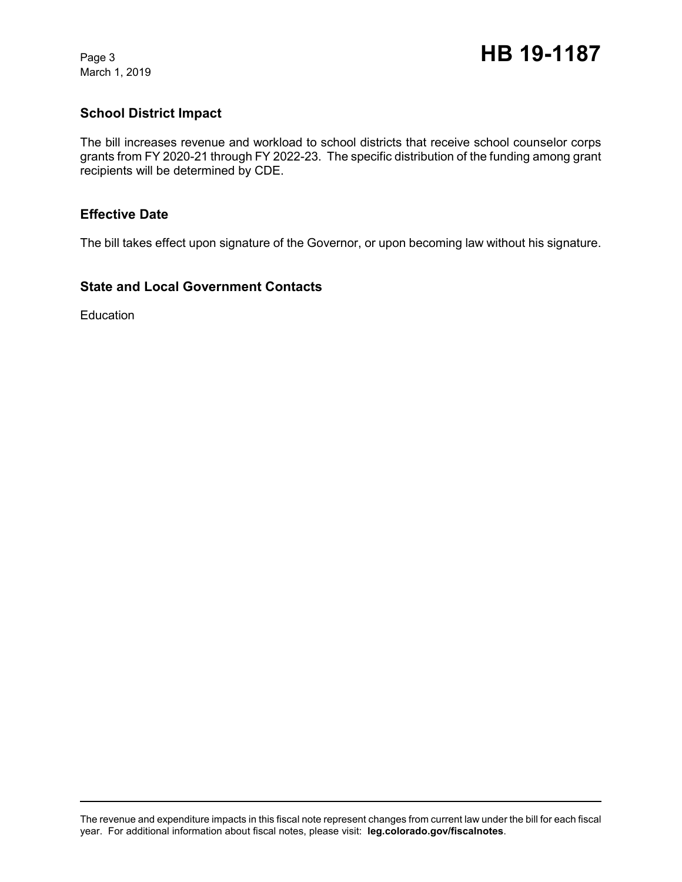## School District Impact

The bill increases revenue and workload to school districts that receive school counselor corps grants from FY 2020-21 through FY 2022-23. The specific distribution of the funding among grant recipients will be determined by CDE.

## Effective Date

The bill takes effect upon signature of the Governor, or upon becoming law without his signature.

## State and Local Government Contacts

Education

The revenue and expenditure impacts in this fiscal note represent changes from current law under the bill for each fiscal year. For additional information about fiscal notes, please visit: **leg.colorado.gov/fiscalnotes**.